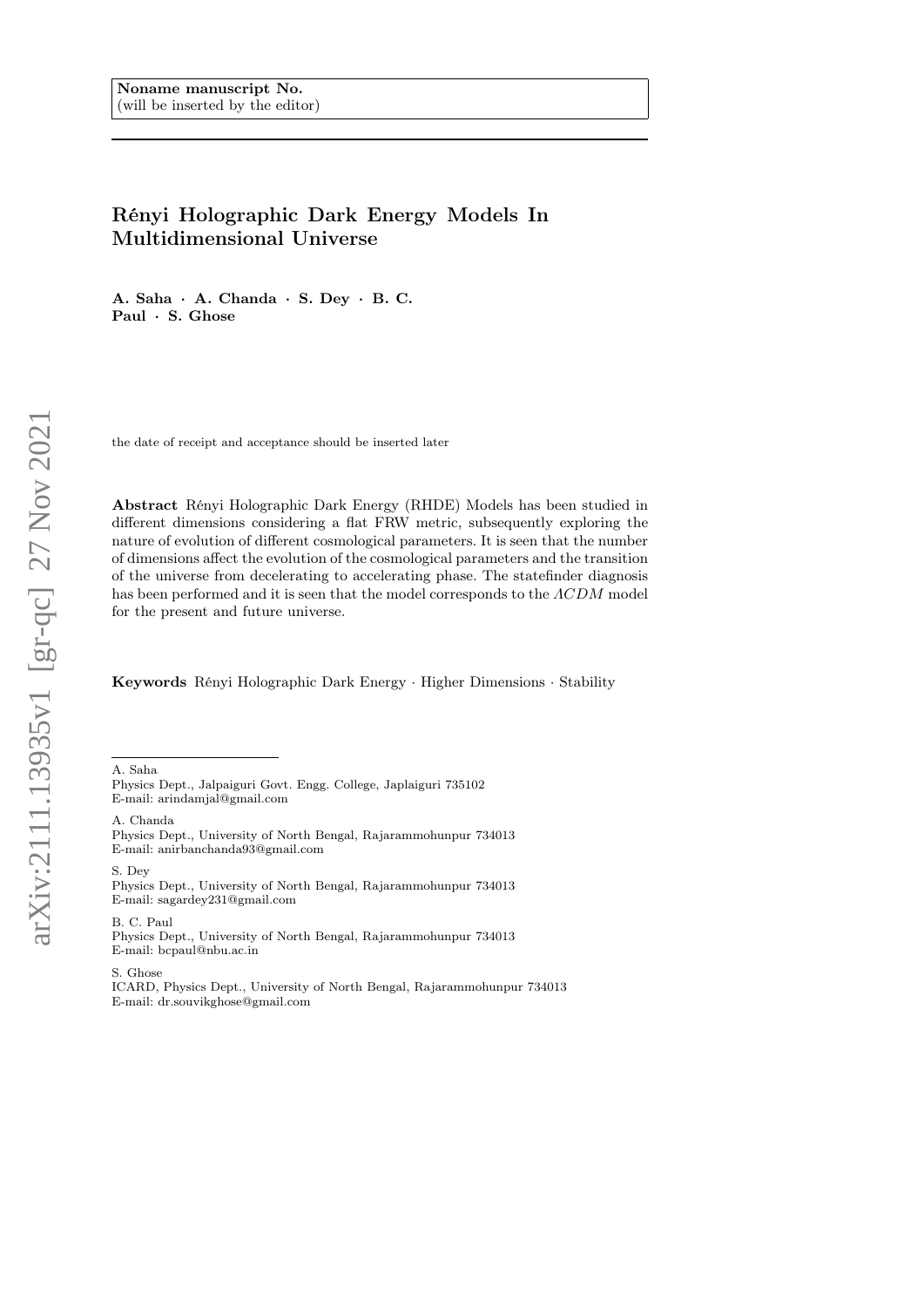**Noname manuscript No.**
(will be inserted by the editor)

# Rényi Holographic Dark Energy Models In Multidimensional Universe

**A. Saha · A. Chanda · S. Dey · B. C. Paul · S. Ghose**

the date of receipt and acceptance should be inserted later

**Abstract** Rényi Holographic Dark Energy (RHDE) Models has been studied in different dimensions considering a flat FRW metric, subsequently exploring the nature of evolution of different cosmological parameters. It is seen that the number of dimensions affect the evolution of the cosmological parameters and the transition of the universe from decelerating to accelerating phase. The statefinder diagnosis has been performed and it is seen that the model corresponds to the $\Lambda CDM$ model for the present and future universe.

**Keywords** Rényi Holographic Dark Energy · Higher Dimensions · Stability

---

A. Saha
Physics Dept., Jalpaiguri Govt. Engg. College, Japlaiguri 735102
E-mail: arindamjal@gmail.com

A. Chanda
Physics Dept., University of North Bengal, Rajarammohunpur 734013
E-mail: anirbanchanda93@gmail.com

S. Dey
Physics Dept., University of North Bengal, Rajarammohunpur 734013
E-mail: sagardey231@gmail.com

B. C. Paul
Physics Dept., University of North Bengal, Rajarammohunpur 734013
E-mail: bcpaul@nbu.ac.in

S. Ghose
ICARD, Physics Dept., University of North Bengal, Rajarammohunpur 734013
E-mail: dr.souvikghose@gmail.com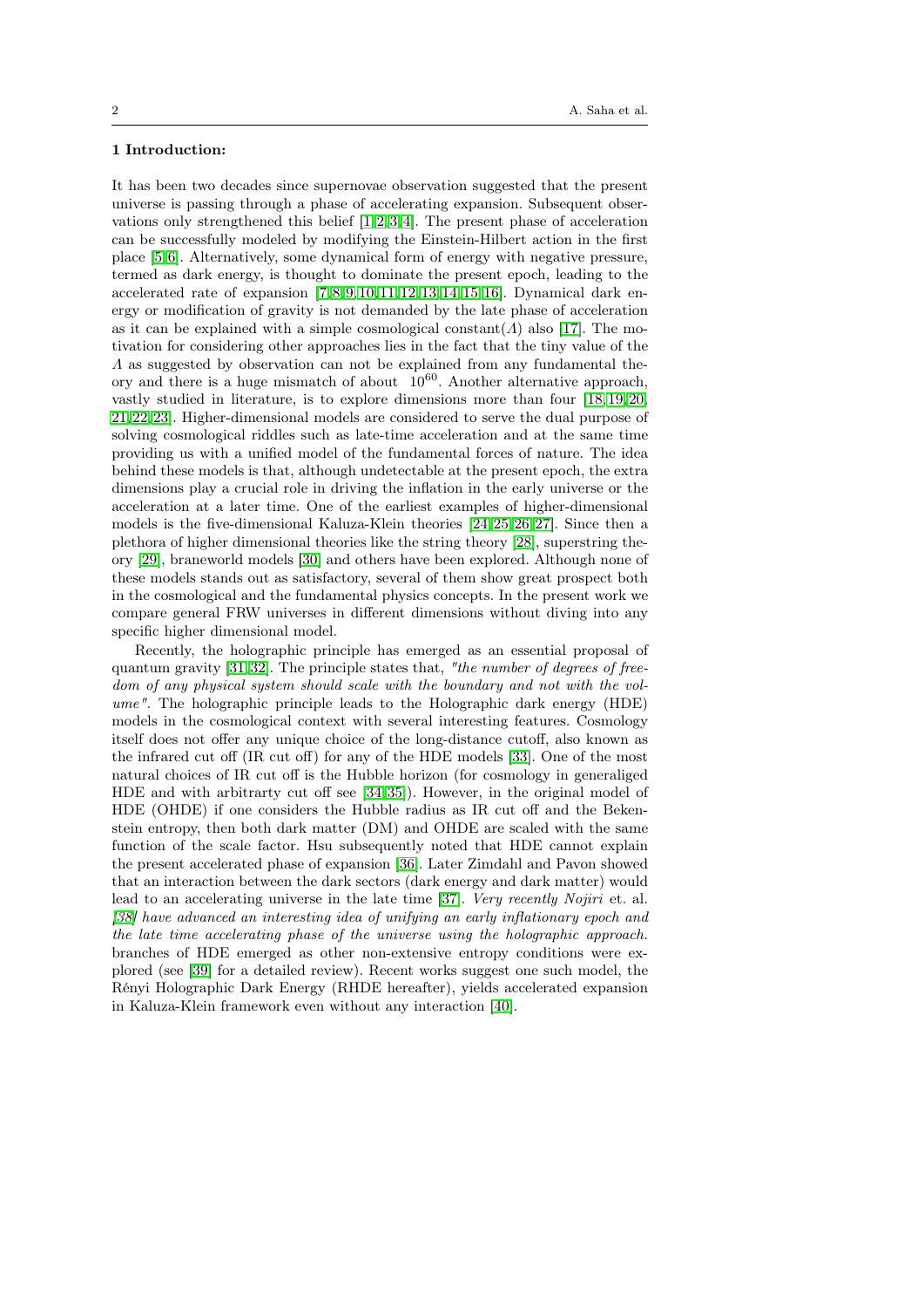## 1 Introduction:

It has been two decades since supernovae observation suggested that the present universe is passing through a phase of accelerating expansion. Subsequent observations only strengthened this belief [1,2,3,4]. The present phase of acceleration can be successfully modeled by modifying the Einstein-Hilbert action in the first place [5,6]. Alternatively, some dynamical form of energy with negative pressure, termed as dark energy, is thought to dominate the present epoch, leading to the accelerated rate of expansion [7,8,9,10,11,12,13,14,15,16]. Dynamical dark energy or modification of gravity is not demanded by the late phase of acceleration as it can be explained with a simple cosmological constant($\Lambda$) also [17]. The motivation for considering other approaches lies in the fact that the tiny value of the $\Lambda$ as suggested by observation can not be explained from any fundamental theory and there is a huge mismatch of about $10^{60}$. Another alternative approach, vastly studied in literature, is to explore dimensions more than four [18,19,20,21,22,23]. Higher-dimensional models are considered to serve the dual purpose of solving cosmological riddles such as late-time acceleration and at the same time providing us with a unified model of the fundamental forces of nature. The idea behind these models is that, although undetectable at the present epoch, the extra dimensions play a crucial role in driving the inflation in the early universe or the acceleration at a later time. One of the earliest examples of higher-dimensional models is the five-dimensional Kaluza-Klein theories [24,25,26,27]. Since then a plethora of higher dimensional theories like the string theory [28], superstring theory [29], braneworld models [30] and others have been explored. Although none of these models stands out as satisfactory, several of them show great prospect both in the cosmological and the fundamental physics concepts. In the present work we compare general FRW universes in different dimensions without diving into any specific higher dimensional model.

Recently, the holographic principle has emerged as an essential proposal of quantum gravity [31,32]. The principle states that, *"the number of degrees of freedom of any physical system should scale with the boundary and not with the volume"*. The holographic principle leads to the Holographic dark energy (HDE) models in the cosmological context with several interesting features. Cosmology itself does not offer any unique choice of the long-distance cutoff, also known as the infrared cut off (IR cut off) for any of the HDE models [33]. One of the most natural choices of IR cut off is the Hubble horizon (for cosmology in generaliged HDE and with arbitrarty cut off see [34,35]). However, in the original model of HDE (OHDE) if one considers the Hubble radius as IR cut off and the Bekenstein entropy, then both dark matter (DM) and OHDE are scaled with the same function of the scale factor. Hsu subsequently noted that HDE cannot explain the present accelerated phase of expansion [36]. Later Zimdahl and Pavon showed that an interaction between the dark sectors (dark energy and dark matter) would lead to an accelerating universe in the late time [37]. *Very recently Nojiri* et. al. *[38] have advanced an interesting idea of unifying an early inflationary epoch and the late time accelerating phase of the universe using the holographic approach.* branches of HDE emerged as other non-extensive entropy conditions were explored (see [39] for a detailed review). Recent works suggest one such model, the Rényi Holographic Dark Energy (RHDE hereafter), yields accelerated expansion in Kaluza-Klein framework even without any interaction [40].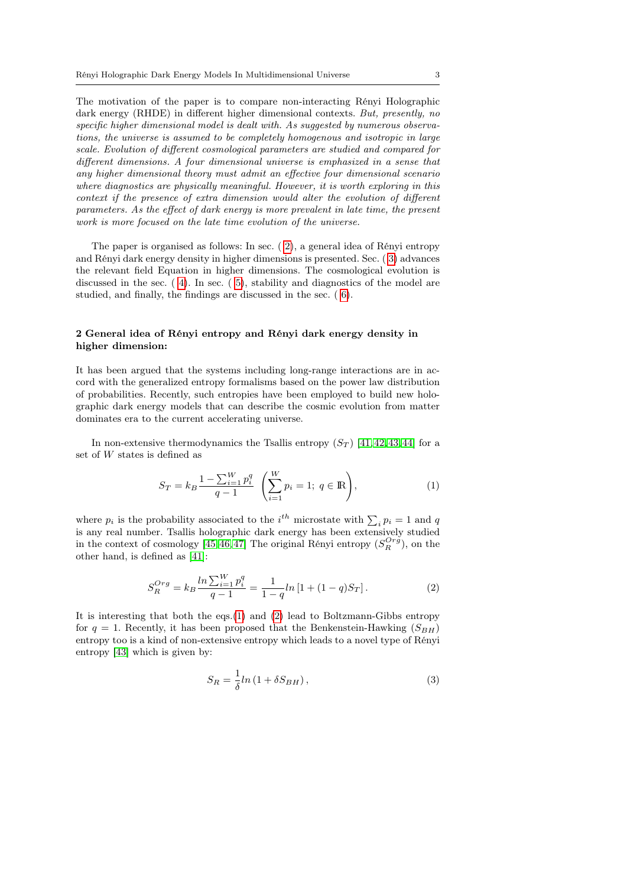The motivation of the paper is to compare non-interacting Rényi Holographic dark energy (RHDE) in different higher dimensional contexts. *But, presently, no specific higher dimensional model is dealt with. As suggested by numerous observations, the universe is assumed to be completely homogenous and isotropic in large scale. Evolution of different cosmological parameters are studied and compared for different dimensions. A four dimensional universe is emphasized in a sense that any higher dimensional theory must admit an effective four dimensional scenario where diagnostics are physically meaningful. However, it is worth exploring in this context if the presence of extra dimension would alter the evolution of different parameters. As the effect of dark energy is more prevalent in late time, the present work is more focused on the late time evolution of the universe.*

The paper is organised as follows: In sec. ( 2), a general idea of Rényi entropy and Rényi dark energy density in higher dimensions is presented. Sec. ( 3) advances the relevant field Equation in higher dimensions. The cosmological evolution is discussed in the sec. ( 4). In sec. ( 5), stability and diagnostics of the model are studied, and finally, the findings are discussed in the sec. ( 6).

## 2 General idea of Rényi entropy and Rényi dark energy density in higher dimension:

It has been argued that the systems including long-range interactions are in accord with the generalized entropy formalisms based on the power law distribution of probabilities. Recently, such entropies have been employed to build new holographic dark energy models that can describe the cosmic evolution from matter dominates era to the current accelerating universe.

In non-extensive thermodynamics the Tsallis entropy ($S_T$) [41,42,43,44] for a set of $W$ states is defined as

$$S_T = k_B \frac{1 - \sum_{i=1}^{W} p_i^q}{q-1} \quad \left( \sum_{i=1}^{W} p_i = 1;\ q \in \mathbb{R} \right), \tag{1}$$

where $p_i$ is the probability associated to the $i^{th}$ microstate with $\sum_i p_i = 1$ and $q$ is any real number. Tsallis holographic dark energy has been extensively studied in the context of cosmology [45,46,47] The original Rényi entropy ($S_R^{Org}$), on the other hand, is defined as [41]:

$$S_R^{Org} = k_B \frac{ln \sum_{i=1}^{W} p_i^q}{q-1} = \frac{1}{1-q} ln\left[1 + (1-q) S_T\right]. \tag{2}$$

It is interesting that both the eqs.(1) and (2) lead to Boltzmann-Gibbs entropy for $q = 1$. Recently, it has been proposed that the Benkenstein-Hawking ($S_{BH}$) entropy too is a kind of non-extensive entropy which leads to a novel type of Rényi entropy [43] which is given by:

$$S_R = \frac{1}{\delta} ln\left(1 + \delta S_{BH}\right), \tag{3}$$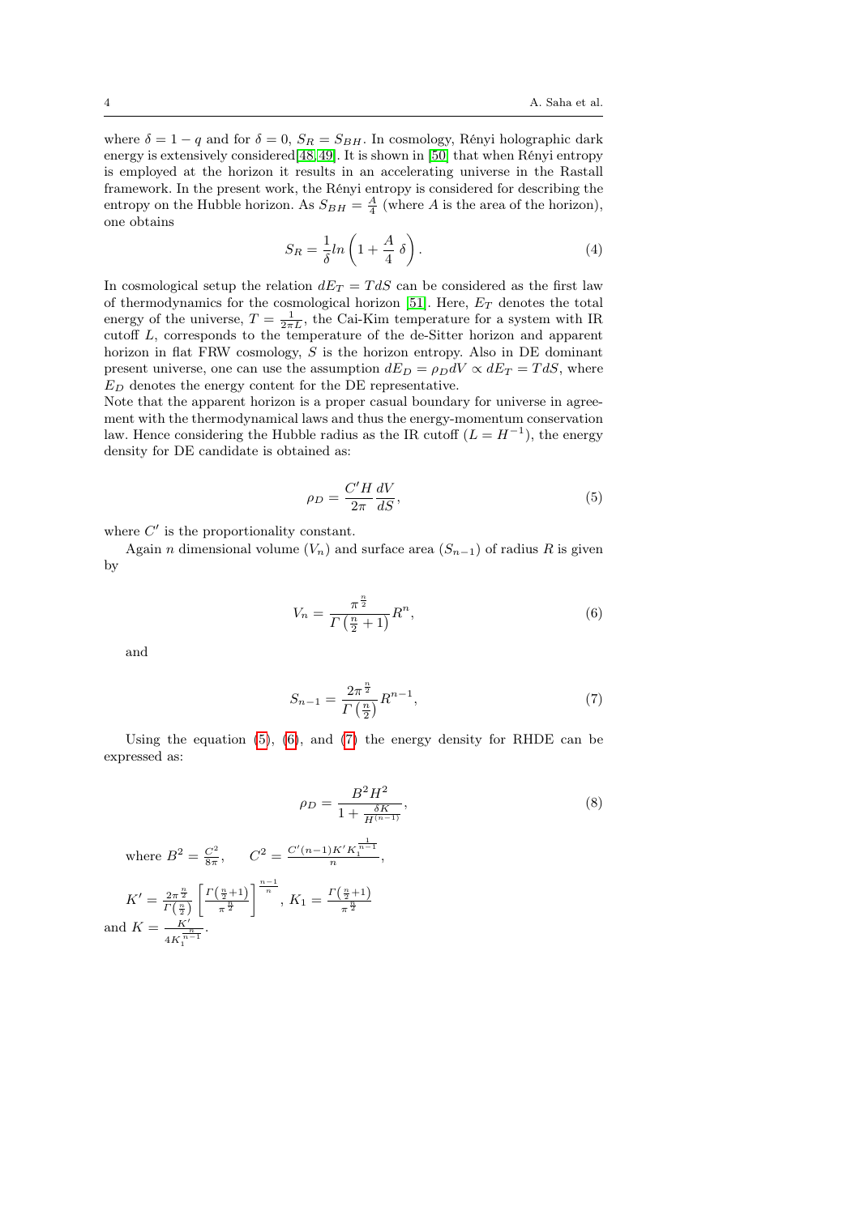where $\delta = 1 - q$ and for $\delta = 0$, $S_R = S_{BH}$. In cosmology, Rényi holographic dark energy is extensively considered[48,49]. It is shown in [50] that when Rényi entropy is employed at the horizon it results in an accelerating universe in the Rastall framework. In the present work, the Rényi entropy is considered for describing the entropy on the Hubble horizon. As $S_{BH} = \frac{A}{4}$ (where $A$ is the area of the horizon), one obtains

$$S_R = \frac{1}{\delta} ln\left(1 + \frac{A}{4}\,\delta\right). \tag{4}$$

In cosmological setup the relation $dE_T = TdS$ can be considered as the first law of thermodynamics for the cosmological horizon [51]. Here, $E_T$ denotes the total energy of the universe, $T = \frac{1}{2\pi L}$, the Cai-Kim temperature for a system with IR cutoff $L$, corresponds to the temperature of the de-Sitter horizon and apparent horizon in flat FRW cosmology, $S$ is the horizon entropy. Also in DE dominant present universe, one can use the assumption $dE_D = \rho_D dV \propto dE_T = TdS$, where $E_D$ denotes the energy content for the DE representative.
Note that the apparent horizon is a proper casual boundary for universe in agreement with the thermodynamical laws and thus the energy-momentum conservation law. Hence considering the Hubble radius as the IR cutoff ($L = H^{-1}$), the energy density for DE candidate is obtained as:

$$\rho_D = \frac{C' H}{2\pi}\frac{dV}{dS}, \tag{5}$$

where $C'$ is the proportionality constant.

Again $n$ dimensional volume ($V_n$) and surface area ($S_{n-1}$) of radius $R$ is given by

$$V_n = \frac{\pi^{\frac{n}{2}}}{\Gamma\left(\frac{n}{2}+1\right)} R^n, \tag{6}$$

and

$$S_{n-1} = \frac{2\pi^{\frac{n}{2}}}{\Gamma\left(\frac{n}{2}\right)} R^{n-1}, \tag{7}$$

Using the equation (5), (6), and (7) the energy density for RHDE can be expressed as:

$$\rho_D = \frac{B^2 H^2}{1 + \frac{\delta K}{H^{(n-1)}}}, \tag{8}$$

where $B^2 = \frac{C^2}{8\pi}$, $\quad C^2 = \frac{C'(n-1)K' K_1^{\frac{1}{n-1}}}{n}$,

$K' = \frac{2\pi^{\frac{n}{2}}}{\Gamma\left(\frac{n}{2}\right)}\left[\frac{\Gamma\left(\frac{n}{2}+1\right)}{\pi^{\frac{n}{2}}}\right]^{\frac{n-1}{n}}$, $K_1 = \frac{\Gamma\left(\frac{n}{2}+1\right)}{\pi^{\frac{n}{2}}}$
and $K = \frac{K'}{4K_1^{\frac{n}{n-1}}}$.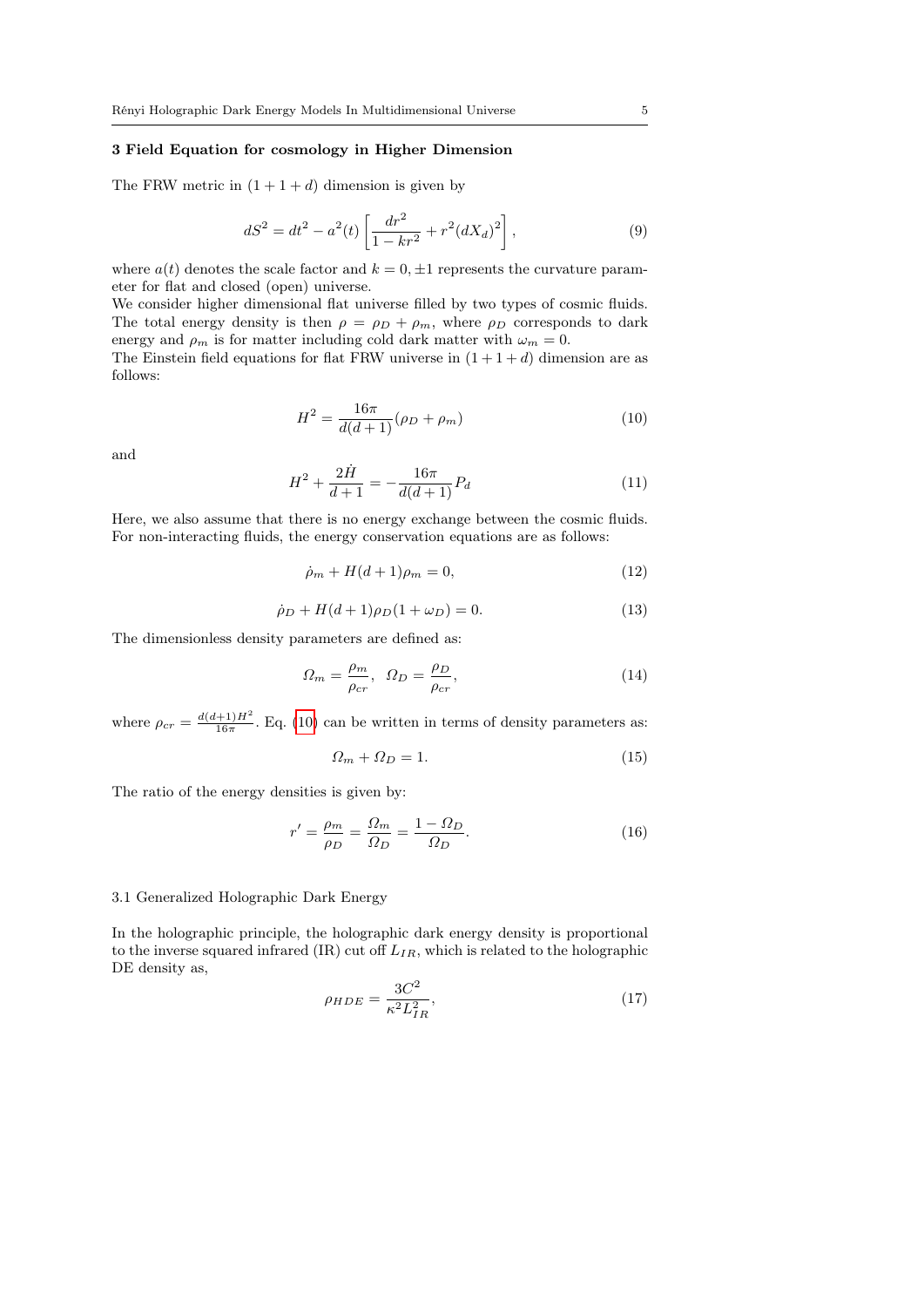## 3 Field Equation for cosmology in Higher Dimension

The FRW metric in $(1+1+d)$ dimension is given by

$$dS^2 = dt^2 - a^2(t)\left[\frac{dr^2}{1-kr^2} + r^2(dX_d)^2\right], \tag{9}$$

where $a(t)$ denotes the scale factor and $k = 0, \pm 1$ represents the curvature parameter for flat and closed (open) universe.

We consider higher dimensional flat universe filled by two types of cosmic fluids. The total energy density is then $\rho = \rho_D + \rho_m$, where $\rho_D$ corresponds to dark energy and $\rho_m$ is for matter including cold dark matter with $\omega_m = 0$.

The Einstein field equations for flat FRW universe in $(1+1+d)$ dimension are as follows:

$$H^2 = \frac{16\pi}{d(d+1)}(\rho_D + \rho_m) \tag{10}$$

and

$$H^2 + \frac{2\dot{H}}{d+1} = -\frac{16\pi}{d(d+1)}P_d \tag{11}$$

Here, we also assume that there is no energy exchange between the cosmic fluids. For non-interacting fluids, the energy conservation equations are as follows:

$$\dot{\rho}_m + H(d+1)\rho_m = 0, \tag{12}$$

$$\dot{\rho}_D + H(d+1)\rho_D(1+\omega_D) = 0. \tag{13}$$

The dimensionless density parameters are defined as:

$$\Omega_m = \frac{\rho_m}{\rho_{cr}}, \;\; \Omega_D = \frac{\rho_D}{\rho_{cr}}, \tag{14}$$

where $\rho_{cr} = \frac{d(d+1)H^2}{16\pi}$. Eq. (10) can be written in terms of density parameters as:

$$\Omega_m + \Omega_D = 1. \tag{15}$$

The ratio of the energy densities is given by:

$$r' = \frac{\rho_m}{\rho_D} = \frac{\Omega_m}{\Omega_D} = \frac{1-\Omega_D}{\Omega_D}. \tag{16}$$

### 3.1 Generalized Holographic Dark Energy

In the holographic principle, the holographic dark energy density is proportional to the inverse squared infrared (IR) cut off $L_{IR}$, which is related to the holographic DE density as,

$$\rho_{HDE} = \frac{3C^2}{\kappa^2 L_{IR}^2}, \tag{17}$$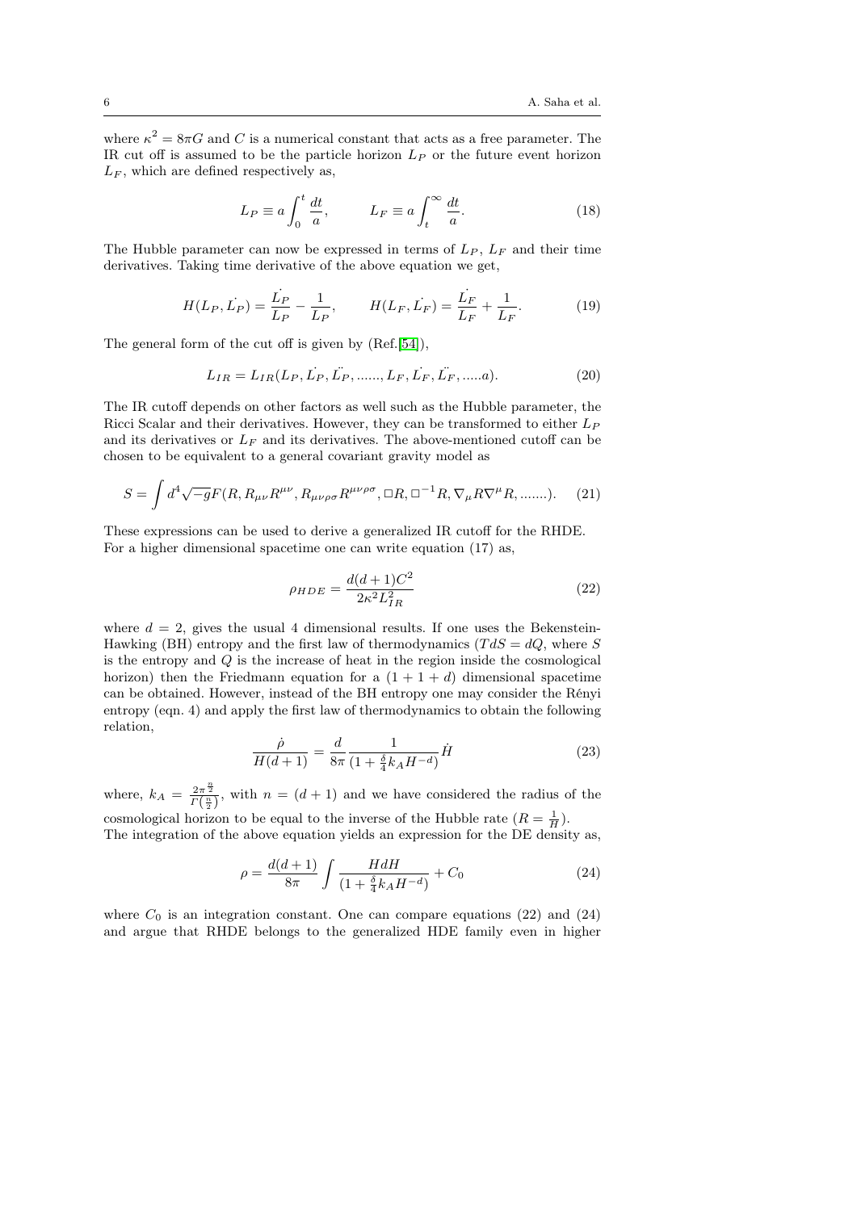where $\kappa^2 = 8\pi G$ and $C$ is a numerical constant that acts as a free parameter. The IR cut off is assumed to be the particle horizon $L_P$ or the future event horizon $L_F$, which are defined respectively as,

$$L_P \equiv a\int_0^t \frac{dt}{a}, \qquad L_F \equiv a\int_t^\infty \frac{dt}{a}. \tag{18}$$

The Hubble parameter can now be expressed in terms of $L_P$, $L_F$ and their time derivatives. Taking time derivative of the above equation we get,

$$H(L_P, \dot{L_P}) = \frac{\dot{L_P}}{L_P} - \frac{1}{L_P}, \qquad H(L_F, \dot{L_F}) = \frac{\dot{L_F}}{L_F} + \frac{1}{L_F}. \tag{19}$$

The general form of the cut off is given by (Ref.[54]),

$$L_{IR} = L_{IR}(L_P, \dot{L_P}, \ddot{L_P}, ......, L_F, \dot{L_F}, \ddot{L_F}, .....a). \tag{20}$$

The IR cutoff depends on other factors as well such as the Hubble parameter, the Ricci Scalar and their derivatives. However, they can be transformed to either $L_P$ and its derivatives or $L_F$ and its derivatives. The above-mentioned cutoff can be chosen to be equivalent to a general covariant gravity model as

$$S = \int d^4\sqrt{-g}F(R, R_{\mu\nu}R^{\mu\nu}, R_{\mu\nu\rho\sigma}R^{\mu\nu\rho\sigma}, \Box R, \Box^{-1}R, \nabla_\mu R\nabla^\mu R, .......). \tag{21}$$

These expressions can be used to derive a generalized IR cutoff for the RHDE. For a higher dimensional spacetime one can write equation (17) as,

$$\rho_{HDE} = \frac{d(d+1)C^2}{2\kappa^2 L_{IR}^2} \tag{22}$$

where $d = 2$, gives the usual 4 dimensional results. If one uses the Bekenstein-Hawking (BH) entropy and the first law of thermodynamics ($TdS = dQ$, where $S$ is the entropy and $Q$ is the increase of heat in the region inside the cosmological horizon) then the Friedmann equation for a $(1 + 1 + d)$ dimensional spacetime can be obtained. However, instead of the BH entropy one may consider the Rényi entropy (eqn. 4) and apply the first law of thermodynamics to obtain the following relation,

$$\frac{\dot{\rho}}{H(d+1)} = \frac{d}{8\pi}\frac{1}{(1 + \frac{\delta}{4}k_A H^{-d})}\dot{H} \tag{23}$$

where, $k_A = \frac{2\pi^{\frac{n}{2}}}{\Gamma(\frac{n}{2})}$, with $n = (d+1)$ and we have considered the radius of the cosmological horizon to be equal to the inverse of the Hubble rate ($R = \frac{1}{H}$).
The integration of the above equation yields an expression for the DE density as,

$$\rho = \frac{d(d+1)}{8\pi}\int \frac{HdH}{(1 + \frac{\delta}{4}k_A H^{-d})} + C_0 \tag{24}$$

where $C_0$ is an integration constant. One can compare equations (22) and (24) and argue that RHDE belongs to the generalized HDE family even in higher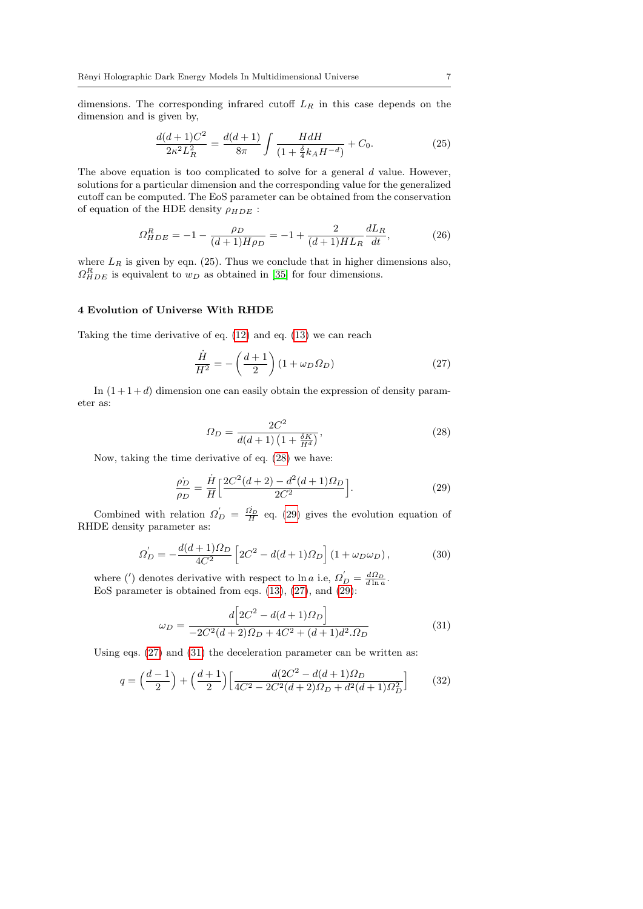dimensions. The corresponding infrared cutoff $L_R$ in this case depends on the dimension and is given by,

$$\frac{d(d+1)C^2}{2\kappa^2 L_R^2} = \frac{d(d+1)}{8\pi}\int \frac{HdH}{(1+\frac{\delta}{4}k_A H^{-d})} + C_0. \tag{25}$$

The above equation is too complicated to solve for a general $d$ value. However, solutions for a particular dimension and the corresponding value for the generalized cutoff can be computed. The EoS parameter can be obtained from the conservation of equation of the HDE density $\rho_{HDE}$ :

$$\Omega^R_{HDE} = -1 - \frac{\rho_D}{(d+1)H\rho_D} = -1 + \frac{2}{(d+1)HL_R}\frac{dL_R}{dt}, \tag{26}$$

where $L_R$ is given by eqn. (25). Thus we conclude that in higher dimensions also, $\Omega^R_{HDE}$ is equivalent to $w_D$ as obtained in [35] for four dimensions.

## 4 Evolution of Universe With RHDE

Taking the time derivative of eq. (12) and eq. (13) we can reach

$$\frac{\dot{H}}{H^2} = -\left(\frac{d+1}{2}\right)(1+\omega_D \Omega_D) \tag{27}$$

In $(1+1+d)$ dimension one can easily obtain the expression of density parameter as:

$$\Omega_D = \frac{2C^2}{d(d+1)\left(1+\frac{\delta K}{H^d}\right)}, \tag{28}$$

Now, taking the time derivative of eq. (28) we have:

$$\frac{\dot{\rho_D}}{\rho_D} = \frac{\dot{H}}{H}\Big[\frac{2C^2(d+2) - d^2(d+1)\Omega_D}{2C^2}\Big]. \tag{29}$$

Combined with relation $\Omega_D^{'} = \frac{\dot{\Omega_D}}{H}$ eq. (29) gives the evolution equation of RHDE density parameter as:

$$\Omega_D^{'} = -\frac{d(d+1)\Omega_D}{4C^2}\left[2C^2 - d(d+1)\Omega_D\right](1+\omega_D\omega_D), \tag{30}$$

where ($'$) denotes derivative with respect to $\ln a$ i.e, $\Omega_D^{'} = \frac{d\Omega_D}{d\ln a}$. EoS parameter is obtained from eqs. (13), (27), and (29):

$$\omega_D = \frac{d\Big[2C^2 - d(d+1)\Omega_D\Big]}{-2C^2(d+2)\Omega_D + 4C^2 + (d+1)d^2.\Omega_D} \tag{31}$$

Using eqs. (27) and (31) the deceleration parameter can be written as:

$$q = \left(\frac{d-1}{2}\right) + \left(\frac{d+1}{2}\right)\Big[\frac{d(2C^2 - d(d+1)\Omega_D}{4C^2 - 2C^2(d+2)\Omega_D + d^2(d+1)\Omega_D^2}\Big] \tag{32}$$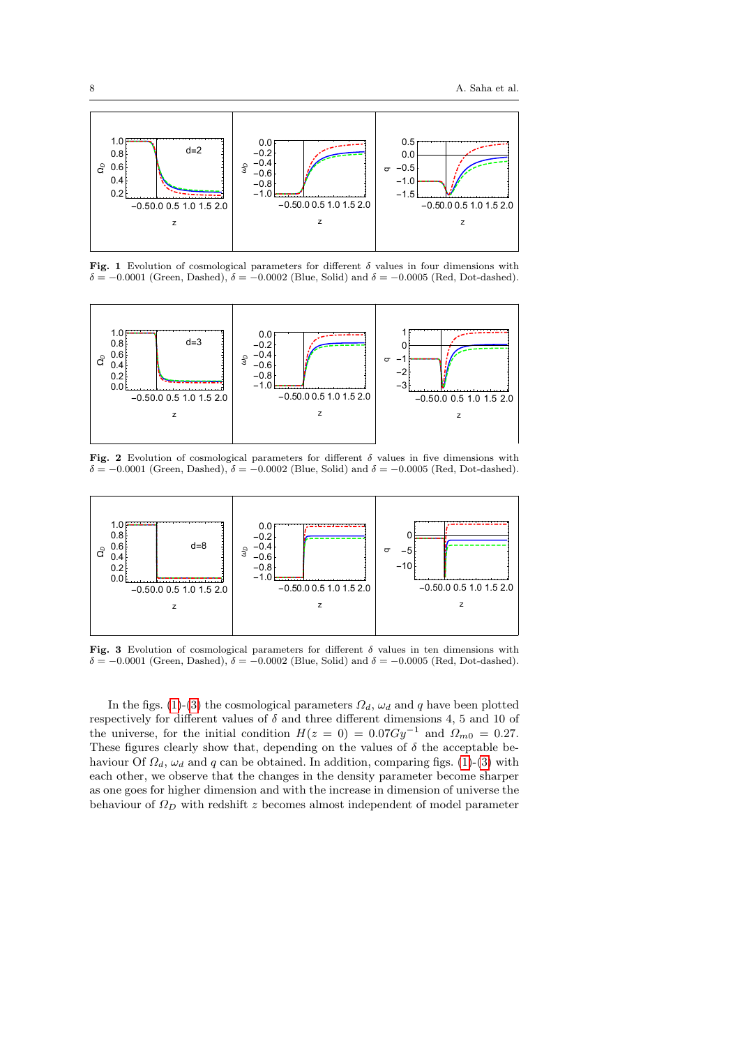**Fig. 1** Evolution of cosmological parameters for different $\delta$ values in four dimensions with $\delta = -0.0001$ (Green, Dashed), $\delta = -0.0002$ (Blue, Solid) and $\delta = -0.0005$ (Red, Dot-dashed).

**Fig. 2** Evolution of cosmological parameters for different $\delta$ values in five dimensions with $\delta = -0.0001$ (Green, Dashed), $\delta = -0.0002$ (Blue, Solid) and $\delta = -0.0005$ (Red, Dot-dashed).

**Fig. 3** Evolution of cosmological parameters for different $\delta$ values in ten dimensions with $\delta = -0.0001$ (Green, Dashed), $\delta = -0.0002$ (Blue, Solid) and $\delta = -0.0005$ (Red, Dot-dashed).

In the figs. (1)-(3) the cosmological parameters $\Omega_d$, $\omega_d$ and $q$ have been plotted respectively for different values of $\delta$ and three different dimensions 4, 5 and 10 of the universe, for the initial condition $H(z = 0) = 0.07Gy^{-1}$ and $\Omega_{m0} = 0.27$. These figures clearly show that, depending on the values of $\delta$ the acceptable behaviour Of $\Omega_d$, $\omega_d$ and $q$ can be obtained. In addition, comparing figs. (1)-(3) with each other, we observe that the changes in the density parameter become sharper as one goes for higher dimension and with the increase in dimension of universe the behaviour of $\Omega_D$ with redshift $z$ becomes almost independent of model parameter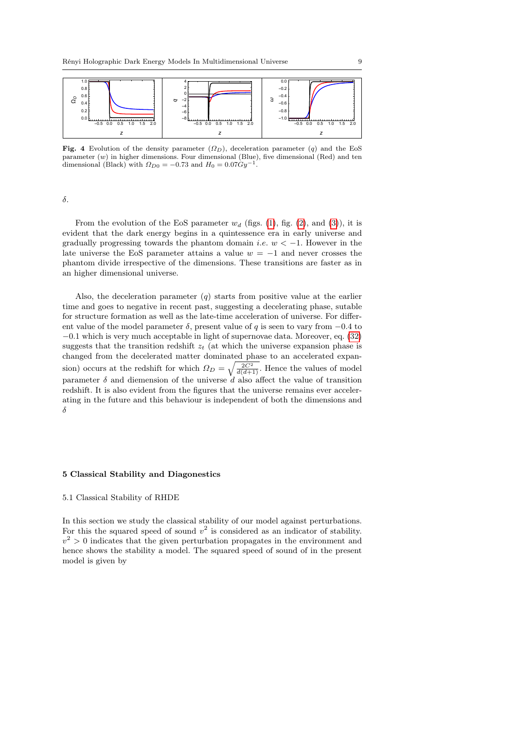**Fig. 4** Evolution of the density parameter ($\Omega_D$), deceleration parameter ($q$) and the EoS parameter ($w$) in higher dimensions. Four dimensional (Blue), five dimensional (Red) and ten dimensional (Black) with $\Omega_{D0} = -0.73$ and $H_0 = 0.07Gy^{-1}$.

$\delta$.

From the evolution of the EoS parameter $w_d$ (figs. (1), fig. (2), and (3)), it is evident that the dark energy begins in a quintessence era in early universe and gradually progressing towards the phantom domain *i.e.* $w < -1$. However in the late universe the EoS parameter attains a value $w = -1$ and never crosses the phantom divide irrespective of the dimensions. These transitions are faster as in an higher dimensional universe.

Also, the deceleration parameter ($q$) starts from positive value at the earlier time and goes to negative in recent past, suggesting a decelerating phase, sutable for structure formation as well as the late-time acceleration of universe. For different value of the model parameter $\delta$, present value of $q$ is seen to vary from $-0.4$ to $-0.1$ which is very much acceptable in light of supernovae data. Moreover, eq. (32) suggests that the transition redshift $z_t$ (at which the universe expansion phase is changed from the decelerated matter dominated phase to an accelerated expansion) occurs at the redshift for which $\Omega_D = \sqrt{\frac{2C^2}{d(d+1)}}$. Hence the values of model parameter $\delta$ and diemension of the universe $d$ also affect the value of transition redshift. It is also evident from the figures that the universe remains ever accelerating in the future and this behaviour is independent of both the dimensions and $\delta$

## 5 Classical Stability and Diagonestics

### 5.1 Classical Stability of RHDE

In this section we study the classical stability of our model against perturbations. For this the squared speed of sound $v^2$ is considered as an indicator of stability. $v^2 > 0$ indicates that the given perturbation propagates in the environment and hence shows the stability a model. The squared speed of sound of in the present model is given by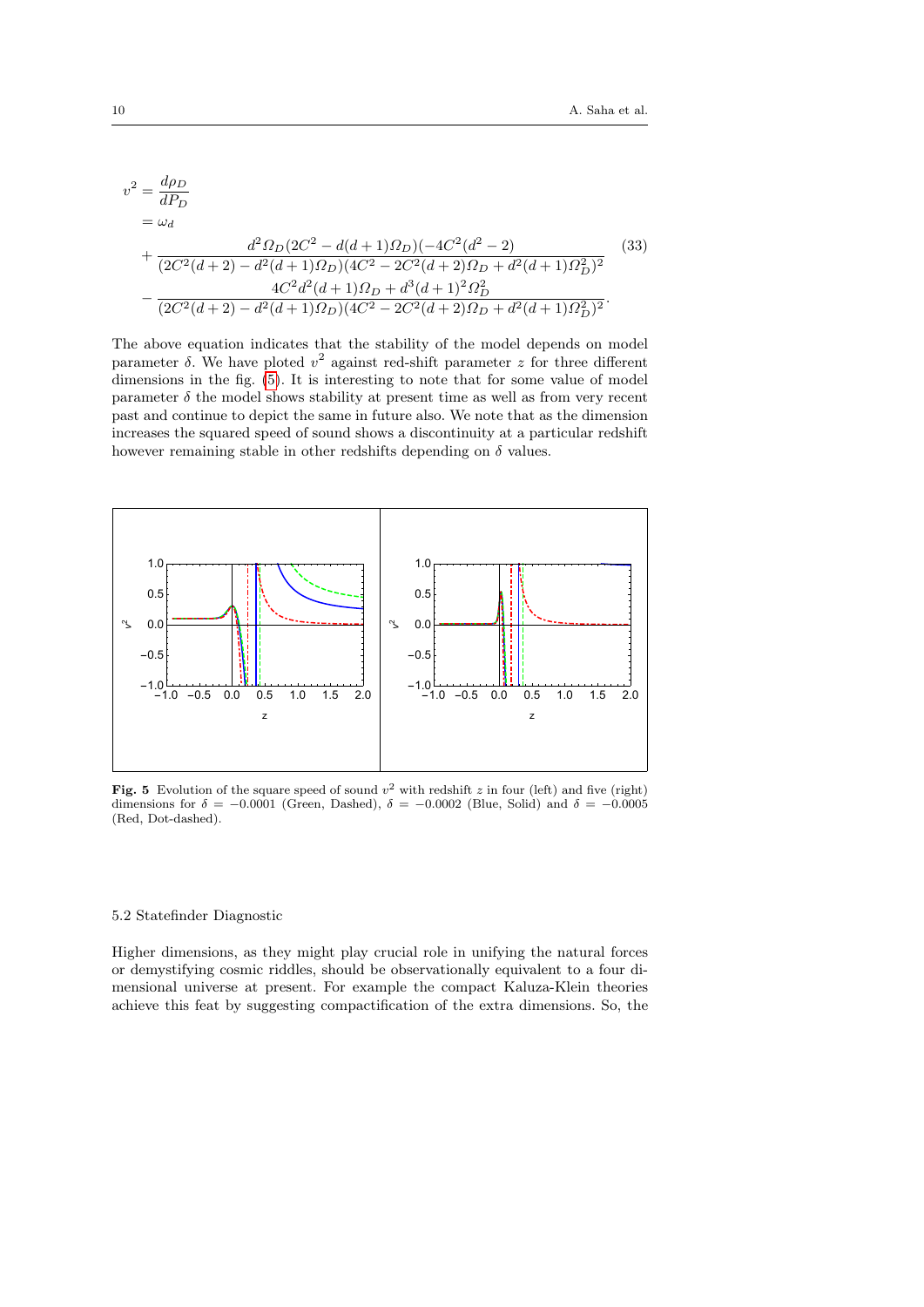$$
\begin{aligned}
v^2 &= \frac{d\rho_D}{dP_D} \\
&= \omega_d \\
&+ \frac{d^2 \Omega_D (2C^2 - d(d+1)\Omega_D)(-4C^2(d^2-2)}{(2C^2(d+2) - d^2(d+1)\Omega_D)(4C^2 - 2C^2(d+2)\Omega_D + d^2(d+1)\Omega_D^2)^2} \\
&- \frac{4C^2 d^2 (d+1)\Omega_D + d^3(d+1)^2 \Omega_D^2}{(2C^2(d+2) - d^2(d+1)\Omega_D)(4C^2 - 2C^2(d+2)\Omega_D + d^2(d+1)\Omega_D^2)^2}.
\end{aligned}
\tag{33}
$$

The above equation indicates that the stability of the model depends on model parameter $\delta$. We have ploted $v^2$ against red-shift parameter $z$ for three different dimensions in the fig. (5). It is interesting to note that for some value of model parameter $\delta$ the model shows stability at present time as well as from very recent past and continue to depict the same in future also. We note that as the dimension increases the squared speed of sound shows a discontinuity at a particular redshift however remaining stable in other redshifts depending on $\delta$ values.

**Fig. 5** Evolution of the square speed of sound $v^2$ with redshift $z$ in four (left) and five (right) dimensions for $\delta = -0.0001$ (Green, Dashed), $\delta = -0.0002$ (Blue, Solid) and $\delta = -0.0005$ (Red, Dot-dashed).

### 5.2 Statefinder Diagnostic

Higher dimensions, as they might play crucial role in unifying the natural forces or demystifying cosmic riddles, should be observationally equivalent to a four dimensional universe at present. For example the compact Kaluza-Klein theories achieve this feat by suggesting compactification of the extra dimensions. So, the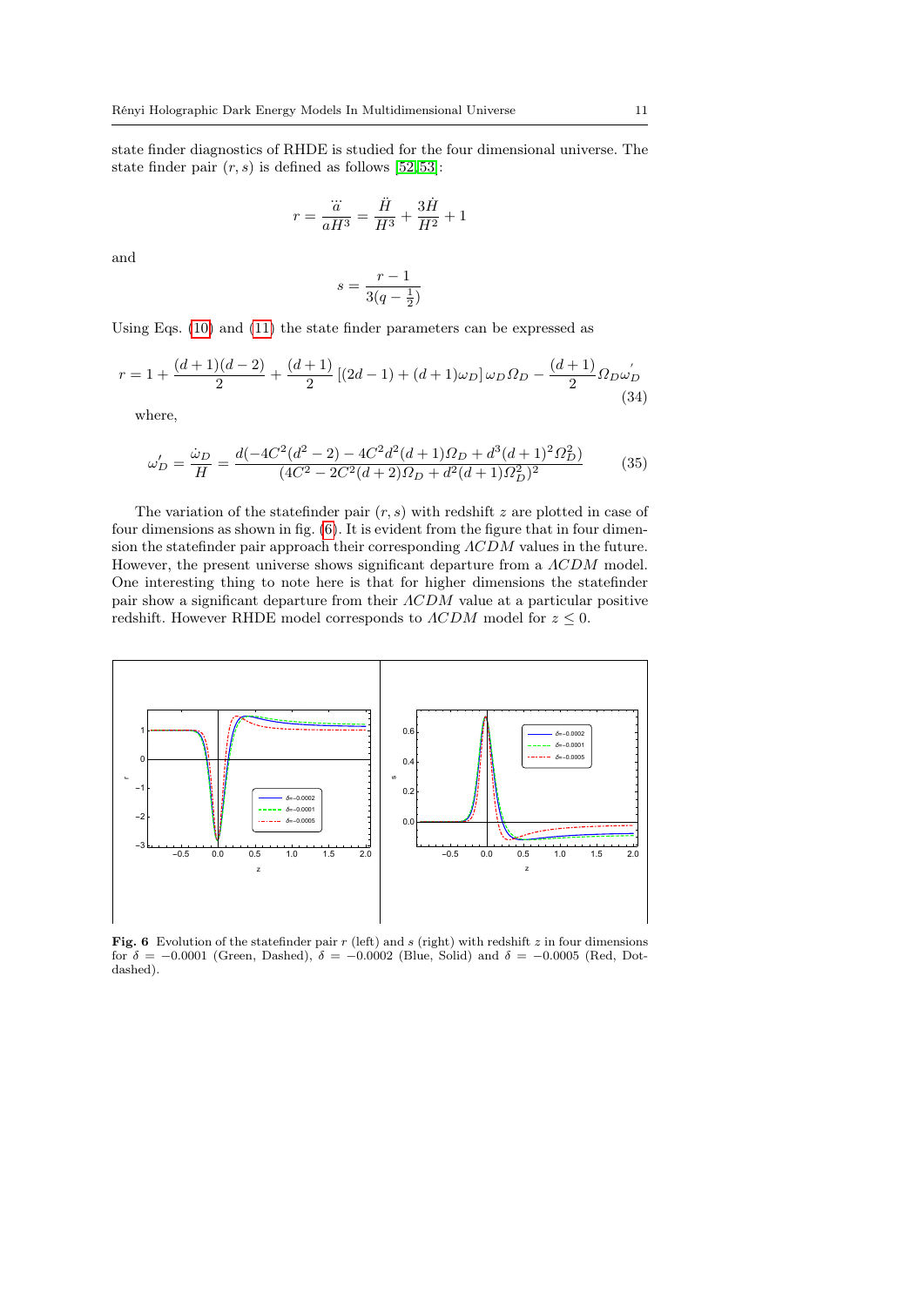state finder diagnostics of RHDE is studied for the four dimensional universe. The state finder pair $(r, s)$ is defined as follows [52, 53]:

$$r = \frac{\dddot{a}}{aH^3} = \frac{\ddot{H}}{H^3} + \frac{3\dot{H}}{H^2} + 1$$

and

$$s = \frac{r-1}{3(q-\frac{1}{2})}$$

Using Eqs. (10) and (11) the state finder parameters can be expressed as

$$r = 1 + \frac{(d+1)(d-2)}{2} + \frac{(d+1)}{2}\left[(2d-1)+(d+1)\omega_D\right]\omega_D \Omega_D - \frac{(d+1)}{2}\Omega_D \omega_D^{'} \tag{34}$$

where,

$$\omega_D^{\prime} = \frac{\dot{\omega}_D}{H} = \frac{d(-4C^2(d^2-2) - 4C^2 d^2(d+1)\Omega_D + d^3(d+1)^2\Omega_D^2)}{(4C^2 - 2C^2(d+2)\Omega_D + d^2(d+1)\Omega_D^2)^2} \tag{35}$$

The variation of the statefinder pair $(r, s)$ with redshift $z$ are plotted in case of four dimensions as shown in fig. (6). It is evident from the figure that in four dimension the statefinder pair approach their corresponding $\Lambda CDM$ values in the future. However, the present universe shows significant departure from a $\Lambda CDM$ model. One interesting thing to note here is that for higher dimensions the statefinder pair show a significant departure from their $\Lambda CDM$ value at a particular positive redshift. However RHDE model corresponds to $\Lambda CDM$ model for $z \leq 0$.

**Fig. 6** Evolution of the statefinder pair $r$ (left) and $s$ (right) with redshift $z$ in four dimensions for $\delta = -0.0001$ (Green, Dashed), $\delta = -0.0002$ (Blue, Solid) and $\delta = -0.0005$ (Red, Dot-dashed).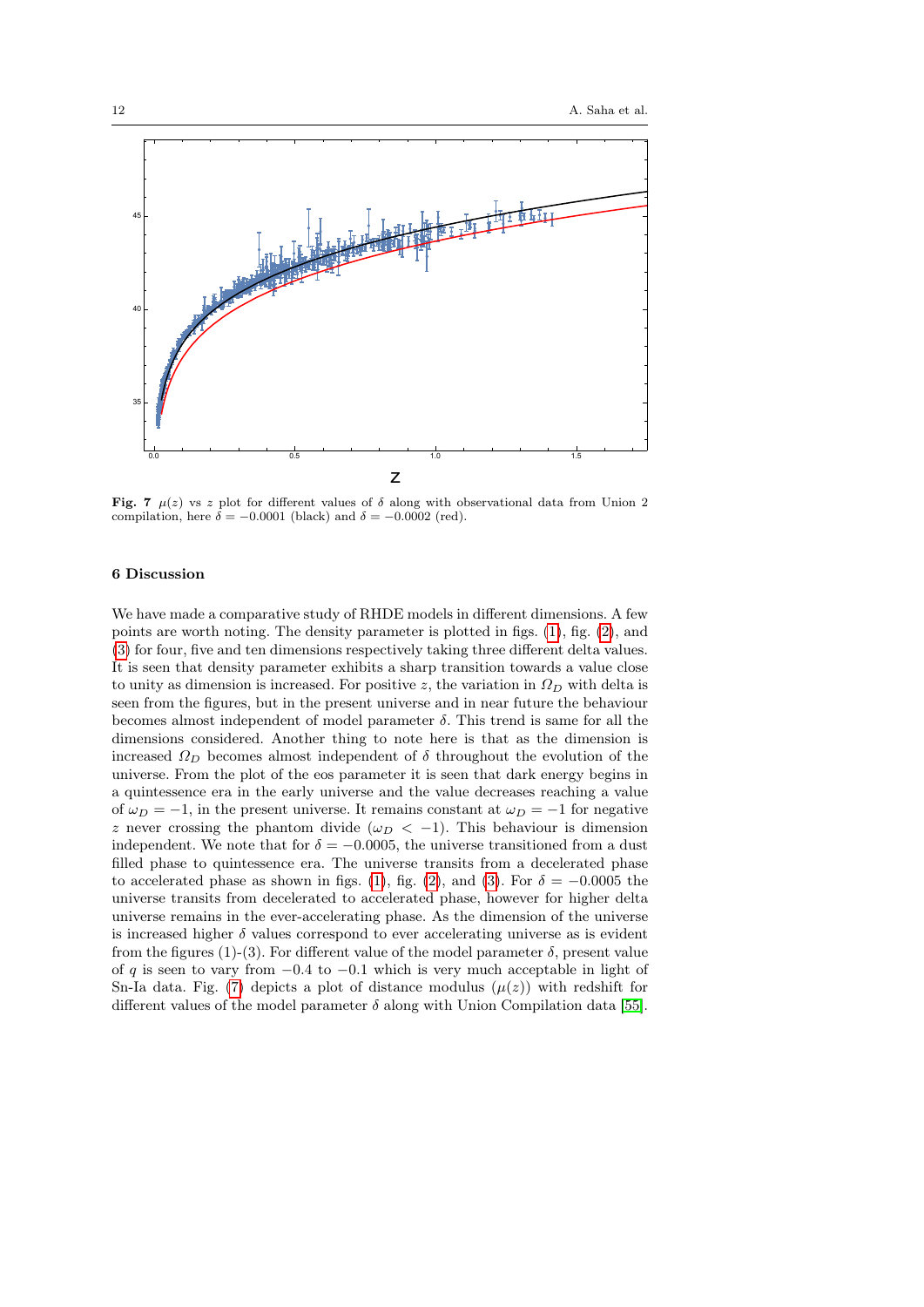**Fig. 7** $\mu(z)$ vs $z$ plot for different values of $\delta$ along with observational data from Union 2 compilation, here $\delta = -0.0001$ (black) and $\delta = -0.0002$ (red).

## 6 Discussion

We have made a comparative study of RHDE models in different dimensions. A few points are worth noting. The density parameter is plotted in figs. (1), fig. (2), and (3) for four, five and ten dimensions respectively taking three different delta values. It is seen that density parameter exhibits a sharp transition towards a value close to unity as dimension is increased. For positive $z$, the variation in $\Omega_D$ with delta is seen from the figures, but in the present universe and in near future the behaviour becomes almost independent of model parameter $\delta$. This trend is same for all the dimensions considered. Another thing to note here is that as the dimension is increased $\Omega_D$ becomes almost independent of $\delta$ throughout the evolution of the universe. From the plot of the eos parameter it is seen that dark energy begins in a quintessence era in the early universe and the value decreases reaching a value of $\omega_D = -1$, in the present universe. It remains constant at $\omega_D = -1$ for negative $z$ never crossing the phantom divide ($\omega_D < -1$). This behaviour is dimension independent. We note that for $\delta = -0.0005$, the universe transitioned from a dust filled phase to quintessence era. The universe transits from a decelerated phase to accelerated phase as shown in figs. (1), fig. (2), and (3). For $\delta = -0.0005$ the universe transits from decelerated to accelerated phase, however for higher delta universe remains in the ever-accelerating phase. As the dimension of the universe is increased higher $\delta$ values correspond to ever accelerating universe as is evident from the figures (1)-(3). For different value of the model parameter $\delta$, present value of $q$ is seen to vary from $-0.4$ to $-0.1$ which is very much acceptable in light of Sn-Ia data. Fig. (7) depicts a plot of distance modulus ($\mu(z)$) with redshift for different values of the model parameter $\delta$ along with Union Compilation data [55].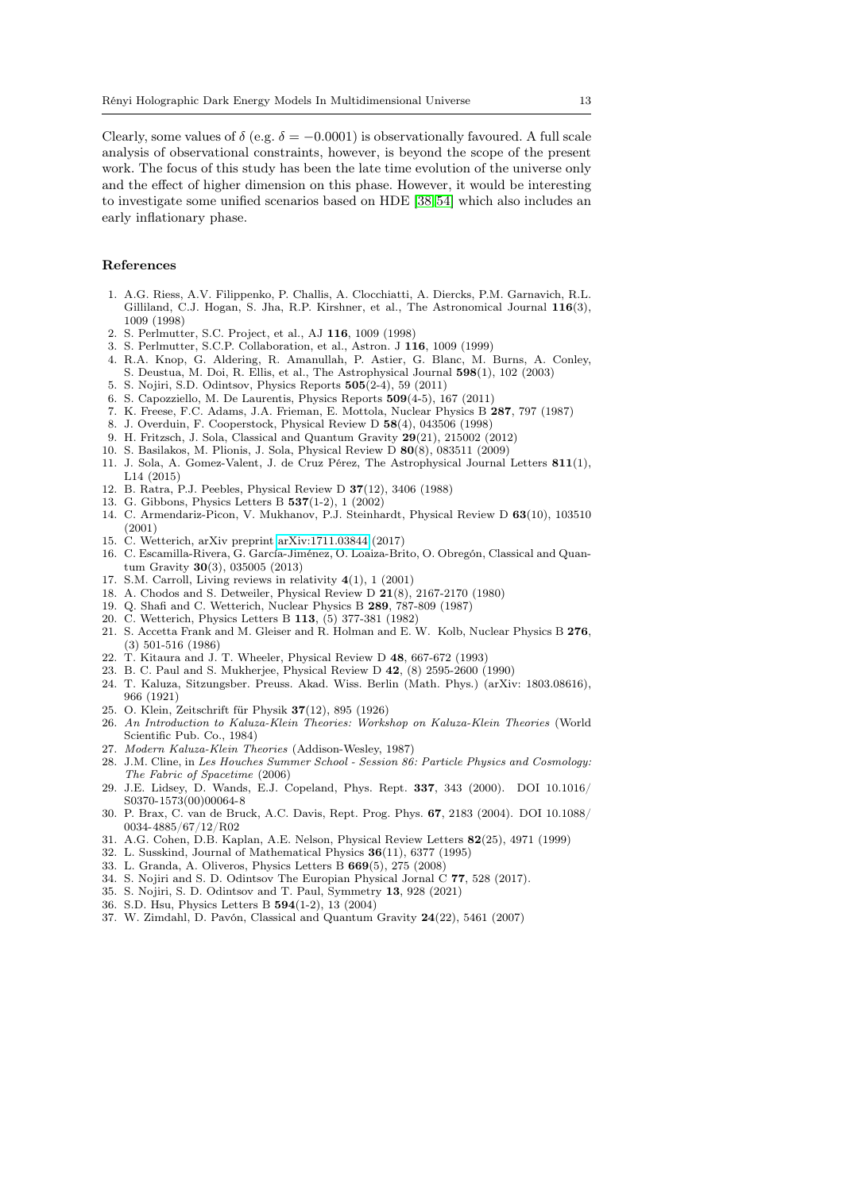Clearly, some values of $\delta$ (e.g. $\delta = -0.0001$) is observationally favoured. A full scale analysis of observational constraints, however, is beyond the scope of the present work. The focus of this study has been the late time evolution of the universe only and the effect of higher dimension on this phase. However, it would be interesting to investigate some unified scenarios based on HDE [38, 54] which also includes an early inflationary phase.

## References

1. A.G. Riess, A.V. Filippenko, P. Challis, A. Clocchiatti, A. Diercks, P.M. Garnavich, R.L. Gilliland, C.J. Hogan, S. Jha, R.P. Kirshner, et al., The Astronomical Journal **116**(3), 1009 (1998)
2. S. Perlmutter, S.C. Project, et al., AJ **116**, 1009 (1998)
3. S. Perlmutter, S.C.P. Collaboration, et al., Astron. J **116**, 1009 (1999)
4. R.A. Knop, G. Aldering, R. Amanullah, P. Astier, G. Blanc, M. Burns, A. Conley, S. Deustua, M. Doi, R. Ellis, et al., The Astrophysical Journal **598**(1), 102 (2003)
5. S. Nojiri, S.D. Odintsov, Physics Reports **505**(2-4), 59 (2011)
6. S. Capozziello, M. De Laurentis, Physics Reports **509**(4-5), 167 (2011)
7. K. Freese, F.C. Adams, J.A. Frieman, E. Mottola, Nuclear Physics B **287**, 797 (1987)
8. J. Overduin, F. Cooperstock, Physical Review D **58**(4), 043506 (1998)
9. H. Fritzsch, J. Sola, Classical and Quantum Gravity **29**(21), 215002 (2012)
10. S. Basilakos, M. Plionis, J. Sola, Physical Review D **80**(8), 083511 (2009)
11. J. Sola, A. Gomez-Valent, J. de Cruz Pérez, The Astrophysical Journal Letters **811**(1), L14 (2015)
12. B. Ratra, P.J. Peebles, Physical Review D **37**(12), 3406 (1988)
13. G. Gibbons, Physics Letters B **537**(1-2), 1 (2002)
14. C. Armendariz-Picon, V. Mukhanov, P.J. Steinhardt, Physical Review D **63**(10), 103510 (2001)
15. C. Wetterich, arXiv preprint arXiv:1711.03844 (2017)
16. C. Escamilla-Rivera, G. García-Jiménez, O. Loaiza-Brito, O. Obregón, Classical and Quantum Gravity **30**(3), 035005 (2013)
17. S.M. Carroll, Living reviews in relativity **4**(1), 1 (2001)
18. A. Chodos and S. Detweiler, Physical Review D **21**(8), 2167-2170 (1980)
19. Q. Shafi and C. Wetterich, Nuclear Physics B **289**, 787-809 (1987)
20. C. Wetterich, Physics Letters B **113**, (5) 377-381 (1982)
21. S. Accetta Frank and M. Gleiser and R. Holman and E. W. Kolb, Nuclear Physics B **276**, (3) 501-516 (1986)
22. T. Kitaura and J. T. Wheeler, Physical Review D **48**, 667-672 (1993)
23. B. C. Paul and S. Mukherjee, Physical Review D **42**, (8) 2595-2600 (1990)
24. T. Kaluza, Sitzungsber. Preuss. Akad. Wiss. Berlin (Math. Phys.) (arXiv: 1803.08616), 966 (1921)
25. O. Klein, Zeitschrift für Physik **37**(12), 895 (1926)
26. *An Introduction to Kaluza-Klein Theories: Workshop on Kaluza-Klein Theories* (World Scientific Pub. Co., 1984)
27. *Modern Kaluza-Klein Theories* (Addison-Wesley, 1987)
28. J.M. Cline, in *Les Houches Summer School - Session 86: Particle Physics and Cosmology: The Fabric of Spacetime* (2006)
29. J.E. Lidsey, D. Wands, E.J. Copeland, Phys. Rept. **337**, 343 (2000). DOI 10.1016/S0370-1573(00)00064-8
30. P. Brax, C. van de Bruck, A.C. Davis, Rept. Prog. Phys. **67**, 2183 (2004). DOI 10.1088/0034-4885/67/12/R02
31. A.G. Cohen, D.B. Kaplan, A.E. Nelson, Physical Review Letters **82**(25), 4971 (1999)
32. L. Susskind, Journal of Mathematical Physics **36**(11), 6377 (1995)
33. L. Granda, A. Oliveros, Physics Letters B **669**(5), 275 (2008)
34. S. Nojiri and S. D. Odintsov The Europian Physical Jornal C **77**, 528 (2017).
35. S. Nojiri, S. D. Odintsov and T. Paul, Symmetry **13**, 928 (2021)
36. S.D. Hsu, Physics Letters B **594**(1-2), 13 (2004)
37. W. Zimdahl, D. Pavón, Classical and Quantum Gravity **24**(22), 5461 (2007)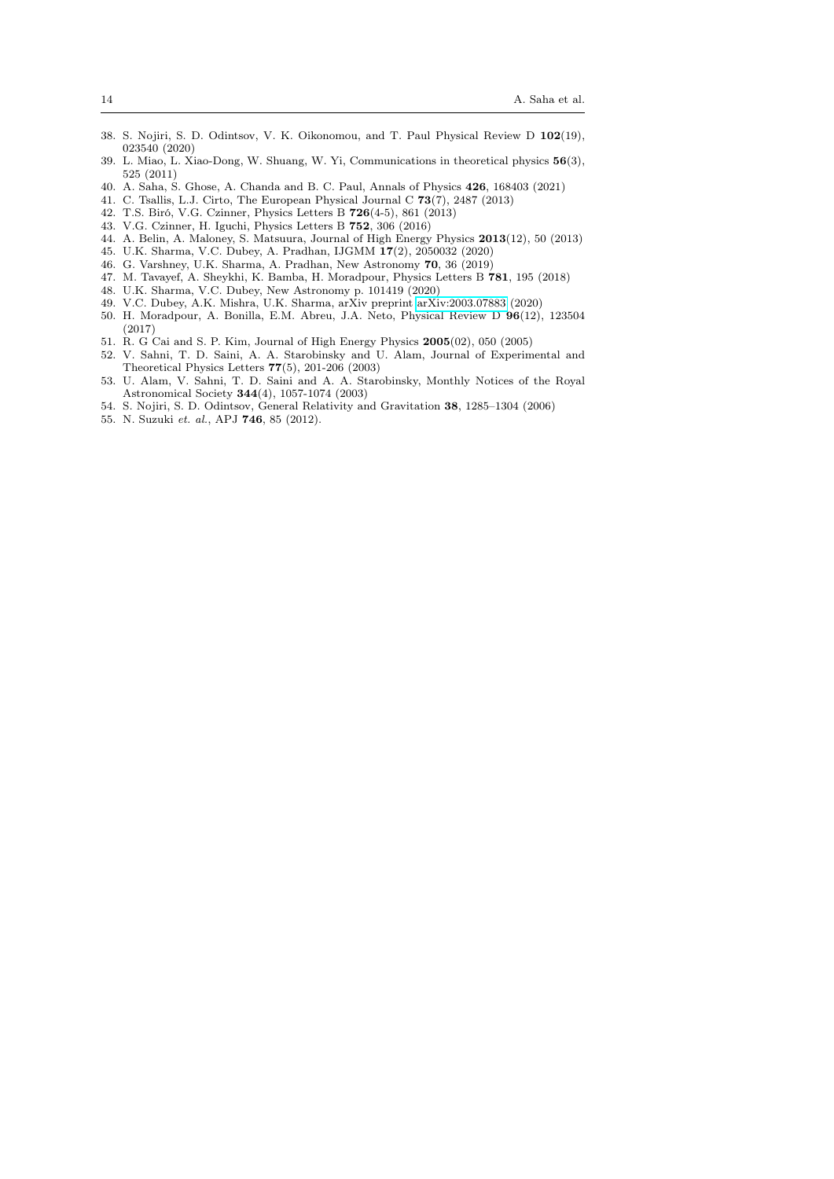38. S. Nojiri, S. D. Odintsov, V. K. Oikonomou, and T. Paul Physical Review D **102**(19), 023540 (2020)
39. L. Miao, L. Xiao-Dong, W. Shuang, W. Yi, Communications in theoretical physics **56**(3), 525 (2011)
40. A. Saha, S. Ghose, A. Chanda and B. C. Paul, Annals of Physics **426**, 168403 (2021)
41. C. Tsallis, L.J. Cirto, The European Physical Journal C **73**(7), 2487 (2013)
42. T.S. Biró, V.G. Czinner, Physics Letters B **726**(4-5), 861 (2013)
43. V.G. Czinner, H. Iguchi, Physics Letters B **752**, 306 (2016)
44. A. Belin, A. Maloney, S. Matsuura, Journal of High Energy Physics **2013**(12), 50 (2013)
45. U.K. Sharma, V.C. Dubey, A. Pradhan, IJGMM **17**(2), 2050032 (2020)
46. G. Varshney, U.K. Sharma, A. Pradhan, New Astronomy **70**, 36 (2019)
47. M. Tavayef, A. Sheykhi, K. Bamba, H. Moradpour, Physics Letters B **781**, 195 (2018)
48. U.K. Sharma, V.C. Dubey, New Astronomy p. 101419 (2020)
49. V.C. Dubey, A.K. Mishra, U.K. Sharma, arXiv preprint arXiv:2003.07883 (2020)
50. H. Moradpour, A. Bonilla, E.M. Abreu, J.A. Neto, Physical Review D **96**(12), 123504 (2017)
51. R. G Cai and S. P. Kim, Journal of High Energy Physics **2005**(02), 050 (2005)
52. V. Sahni, T. D. Saini, A. A. Starobinsky and U. Alam, Journal of Experimental and Theoretical Physics Letters **77**(5), 201-206 (2003)
53. U. Alam, V. Sahni, T. D. Saini and A. A. Starobinsky, Monthly Notices of the Royal Astronomical Society **344**(4), 1057-1074 (2003)
54. S. Nojiri, S. D. Odintsov, General Relativity and Gravitation **38**, 1285–1304 (2006)
55. N. Suzuki *et. al.*, APJ **746**, 85 (2012).